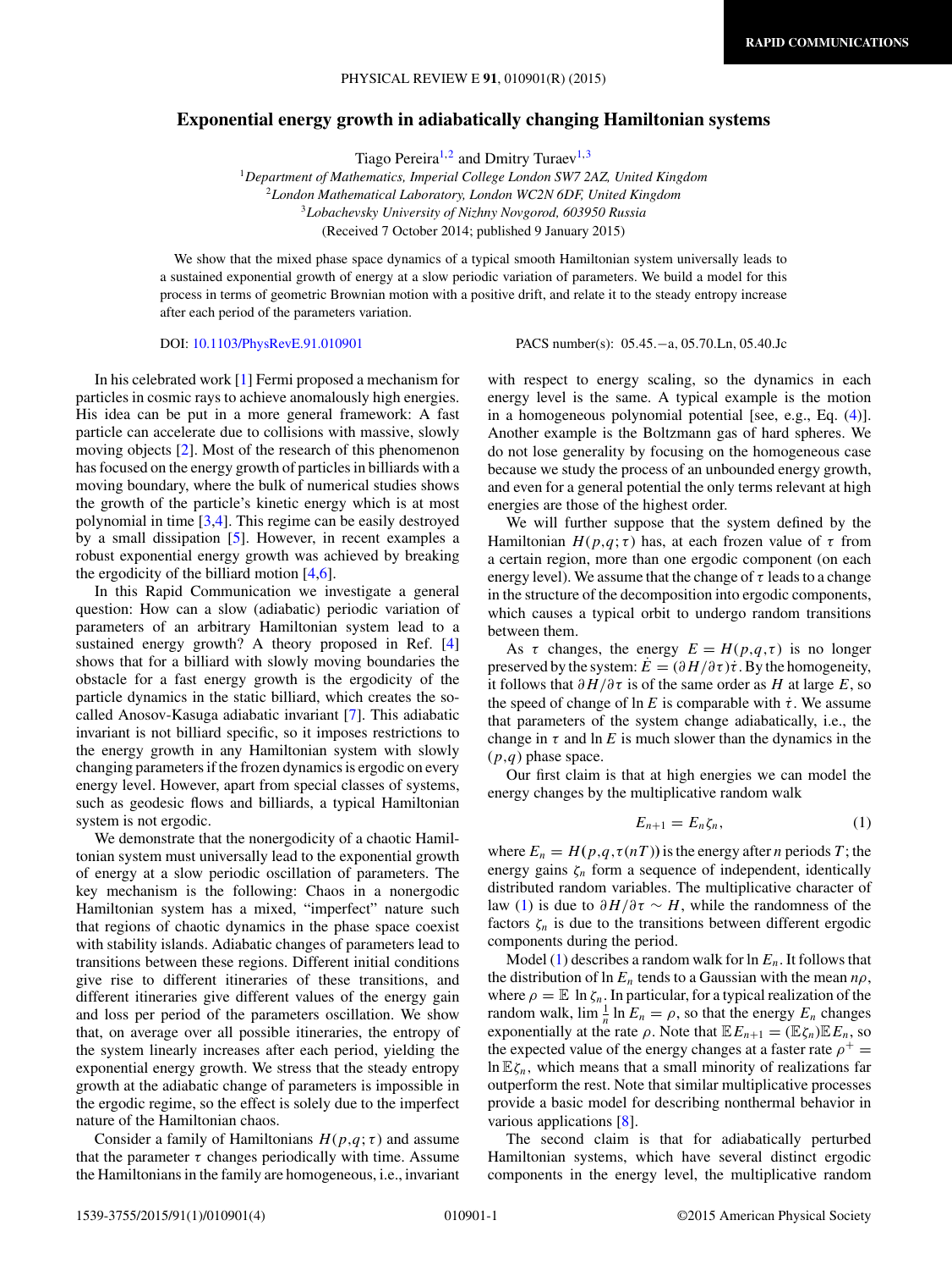# Exponential energy growth in adiabatically changing Hamiltonian systems

Tiago Pereira[1,2] and Dmitry Turaev[1,3]

[1]*Department of Mathematics, Imperial College London SW7 2AZ, United Kingdom*
[2]*London Mathematical Laboratory, London WC2N 6DF, United Kingdom*
[3]*Lobachevsky University of Nizhny Novgorod, 603950 Russia*

(Received 7 October 2014; published 9 January 2015)

We show that the mixed phase space dynamics of a typical smooth Hamiltonian system universally leads to a sustained exponential growth of energy at a slow periodic variation of parameters. We build a model for this process in terms of geometric Brownian motion with a positive drift, and relate it to the steady entropy increase after each period of the parameters variation.

DOI: 10.1103/PhysRevE.91.010901 PACS number(s): 05.45.−a, 05.70.Ln, 05.40.Jc

In his celebrated work [1] Fermi proposed a mechanism for particles in cosmic rays to achieve anomalously high energies. His idea can be put in a more general framework: A fast particle can accelerate due to collisions with massive, slowly moving objects [2]. Most of the research of this phenomenon has focused on the energy growth of particles in billiards with a moving boundary, where the bulk of numerical studies shows the growth of the particle's kinetic energy which is at most polynomial in time [3,4]. This regime can be easily destroyed by a small dissipation [5]. However, in recent examples a robust exponential energy growth was achieved by breaking the ergodicity of the billiard motion [4,6].

In this Rapid Communication we investigate a general question: How can a slow (adiabatic) periodic variation of parameters of an arbitrary Hamiltonian system lead to a sustained energy growth? A theory proposed in Ref. [4] shows that for a billiard with slowly moving boundaries the obstacle for a fast energy growth is the ergodicity of the particle dynamics in the static billiard, which creates the so-called Anosov-Kasuga adiabatic invariant [7]. This adiabatic invariant is not billiard specific, so it imposes restrictions to the energy growth in any Hamiltonian system with slowly changing parameters if the frozen dynamics is ergodic on every energy level. However, apart from special classes of systems, such as geodesic flows and billiards, a typical Hamiltonian system is not ergodic.

We demonstrate that the nonergodicity of a chaotic Hamiltonian system must universally lead to the exponential growth of energy at a slow periodic oscillation of parameters. The key mechanism is the following: Chaos in a nonergodic Hamiltonian system has a mixed, "imperfect" nature such that regions of chaotic dynamics in the phase space coexist with stability islands. Adiabatic changes of parameters lead to transitions between these regions. Different initial conditions give rise to different itineraries of these transitions, and different itineraries give different values of the energy gain and loss per period of the parameters oscillation. We show that, on average over all possible itineraries, the entropy of the system linearly increases after each period, yielding the exponential energy growth. We stress that the steady entropy growth at the adiabatic change of parameters is impossible in the ergodic regime, so the effect is solely due to the imperfect nature of the Hamiltonian chaos.

Consider a family of Hamiltonians $H(p,q;\tau)$ and assume that the parameter $\tau$ changes periodically with time. Assume the Hamiltonians in the family are homogeneous, i.e., invariant with respect to energy scaling, so the dynamics in each energy level is the same. A typical example is the motion in a homogeneous polynomial potential [see, e.g., Eq. (4)]. Another example is the Boltzmann gas of hard spheres. We do not lose generality by focusing on the homogeneous case because we study the process of an unbounded energy growth, and even for a general potential the only terms relevant at high energies are those of the highest order.

We will further suppose that the system defined by the Hamiltonian $H(p,q;\tau)$ has, at each frozen value of $\tau$ from a certain region, more than one ergodic component (on each energy level). We assume that the change of $\tau$ leads to a change in the structure of the decomposition into ergodic components, which causes a typical orbit to undergo random transitions between them.

As $\tau$ changes, the energy $E = H(p,q,\tau)$ is no longer preserved by the system: $\dot{E} = (\partial H/\partial\tau)\dot{\tau}$. By the homogeneity, it follows that $\partial H/\partial\tau$ is of the same order as $H$ at large $E$, so the speed of change of $\ln E$ is comparable with $\dot{\tau}$. We assume that parameters of the system change adiabatically, i.e., the change in $\tau$ and $\ln E$ is much slower than the dynamics in the $(p,q)$ phase space.

Our first claim is that at high energies we can model the energy changes by the multiplicative random walk

$$E_{n+1} = E_n \zeta_n, \tag{1}$$

where $E_n = H(p,q,\tau(nT))$ is the energy after $n$ periods $T$; the energy gains $\zeta_n$ form a sequence of independent, identically distributed random variables. The multiplicative character of law (1) is due to $\partial H/\partial\tau \sim H$, while the randomness of the factors $\zeta_n$ is due to the transitions between different ergodic components during the period.

Model (1) describes a random walk for $\ln E_n$. It follows that the distribution of $\ln E_n$ tends to a Gaussian with the mean $n\rho$, where $\rho = \mathbb{E}\ \ln \zeta_n$. In particular, for a typical realization of the random walk, $\lim \frac{1}{n} \ln E_n = \rho$, so that the energy $E_n$ changes exponentially at the rate $\rho$. Note that $\mathbb{E}E_{n+1} = (\mathbb{E}\zeta_n)\mathbb{E}E_n$, so the expected value of the energy changes at a faster rate $\rho^+ = \ln \mathbb{E}\zeta_n$, which means that a small minority of realizations far outperform the rest. Note that similar multiplicative processes provide a basic model for describing nonthermal behavior in various applications [8].

The second claim is that for adiabatically perturbed Hamiltonian systems, which have several distinct ergodic components in the energy level, the multiplicative random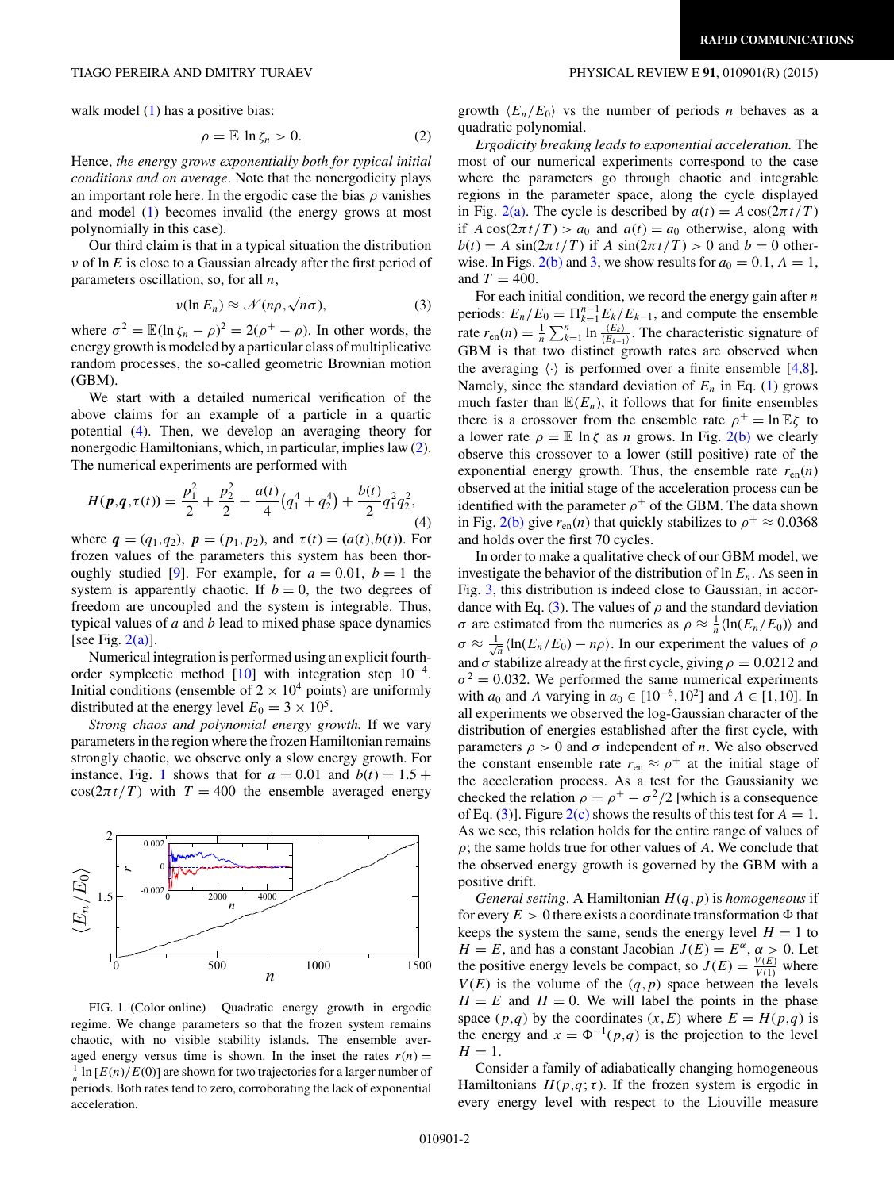walk model (1) has a positive bias:

$$\rho = \mathbb{E} \ln \zeta_n > 0. \tag{2}$$

Hence, *the energy grows exponentially both for typical initial conditions and on average*. Note that the nonergodicity plays an important role here. In the ergodic case the bias $\rho$ vanishes and model (1) becomes invalid (the energy grows at most polynomially in this case).

Our third claim is that in a typical situation the distribution $\nu$ of $\ln E$ is close to a Gaussian already after the first period of parameters oscillation, so, for all $n$,

$$\nu(\ln E_n) \approx \mathcal{N}(n\rho, \sqrt{n}\sigma), \tag{3}$$

where $\sigma^2 = \mathbb{E}(\ln \zeta_n - \rho)^2 = 2(\rho^+ - \rho)$. In other words, the energy growth is modeled by a particular class of multiplicative random processes, the so-called geometric Brownian motion (GBM).

We start with a detailed numerical verification of the above claims for an example of a particle in a quartic potential (4). Then, we develop an averaging theory for nonergodic Hamiltonians which, in particular, implies law (2). The numerical experiments are performed with

$$H(\boldsymbol{p},\boldsymbol{q},\tau(t)) = \frac{p_1^2}{2} + \frac{p_2^2}{2} + \frac{a(t)}{4}\left(q_1^4 + q_2^4\right) + \frac{b(t)}{2} q_1^2 q_2^2, \tag{4}$$

where $\boldsymbol{q} = (q_1,q_2)$, $\boldsymbol{p} = (p_1,p_2)$, and $\tau(t) = (a(t),b(t))$. For frozen values of the parameters this system has been thoroughly studied [9]. For example, for $a = 0.01$, $b = 1$ the system is apparently chaotic. If $b = 0$, the two degrees of freedom are uncoupled and the system is integrable. Thus, typical values of $a$ and $b$ lead to mixed phase space dynamics [see Fig. 2(a)].

Numerical integration is performed using an explicit fourth-order symplectic method [10] with integration step $10^{-4}$. Initial conditions (ensemble of $2 \times 10^4$ points) are uniformly distributed at the energy level $E_0 = 3 \times 10^5$.

*Strong chaos and polynomial energy growth.* If we vary parameters in the region where the frozen Hamiltonian remains strongly chaotic, we observe only a slow energy growth. For instance, Fig. 1 shows that for $a = 0.01$ and $b(t) = 1.5 + \cos(2\pi t/T)$ with $T = 400$ the ensemble averaged energy growth $\langle E_n/E_0 \rangle$ vs the number of periods $n$ behaves as a quadratic polynomial.

FIG. 1. (Color online) Quadratic energy growth in ergodic regime. We change parameters so that the frozen system remains chaotic, with no visible stability islands. The ensemble averaged energy versus time is shown. In the inset the rates $r(n) = \frac{1}{n} \ln [E(n)/E(0)]$ are shown for two trajectories for a larger number of periods. Both rates tend to zero, corroborating the lack of exponential acceleration.

*Ergodicity breaking leads to exponential acceleration.* The most of our numerical experiments correspond to the case where the parameters go through chaotic and integrable regions in the parameter space, along the cycle displayed in Fig. 2(a). The cycle is described by $a(t) = A\cos(2\pi t/T)$ if $A\cos(2\pi t/T) > a_0$ and $a(t) = a_0$ otherwise, along with $b(t) = A\sin(2\pi t/T)$ if $A\sin(2\pi t/T) > 0$ and $b = 0$ otherwise. In Figs. 2(b) and 3, we show results for $a_0 = 0.1$, $A = 1$, and $T = 400$.

For each initial condition, we record the energy gain after $n$ periods: $E_n/E_0 = \Pi_{k=1}^{n-1} E_k/E_{k-1}$, and compute the ensemble rate $r_{\rm en}(n) = \frac{1}{n}\sum_{k=1}^{n} \ln \frac{\langle E_k \rangle}{\langle E_{k-1} \rangle}$. The characteristic signature of GBM is that two distinct growth rates are observed when the averaging $\langle\cdot\rangle$ is performed over a finite ensemble [4,8]. Namely, since the standard deviation of $E_n$ in Eq. (1) grows much faster than $\mathbb{E}(E_n)$, it follows that for finite ensembles there is a crossover from the ensemble rate $\rho^+ = \ln \mathbb{E}\zeta$ to a lower rate $\rho = \mathbb{E} \ln \zeta$ as $n$ grows. In Fig. 2(b) we clearly observe this crossover to a lower (still positive) rate of the exponential energy growth. Thus, the ensemble rate $r_{\rm en}(n)$ observed at the initial stage of the acceleration process can be identified with the parameter $\rho^+$ of the GBM. The data shown in Fig. 2(b) give $r_{\rm en}(n)$ that quickly stabilizes to $\rho^+ \approx 0.0368$ and holds over the first 70 cycles.

In order to make a qualitative check of our GBM model, we investigate the behavior of the distribution of $\ln E_n$. As seen in Fig. 3, this distribution is indeed close to Gaussian, in accordance with Eq. (3). The values of $\rho$ and the standard deviation $\sigma$ are estimated from the numerics as $\rho \approx \frac{1}{n}\langle \ln(E_n/E_0)\rangle$ and $\sigma \approx \frac{1}{\sqrt{n}}\langle \ln(E_n/E_0) - n\rho\rangle$. In our experiment the values of $\rho$ and $\sigma$ stabilize already at the first cycle, giving $\rho = 0.0212$ and $\sigma^2 = 0.032$. We performed the same numerical experiments with $a_0$ and $A$ varying in $a_0 \in [10^{-6}, 10^2]$ and $A \in [1,10]$. In all experiments we observed the log-Gaussian character of the distribution of energies established after the first cycle, with parameters $\rho > 0$ and $\sigma$ independent of $n$. We also observed the constant ensemble rate $r_{\rm en} \approx \rho^+$ at the initial stage of the acceleration process. As a test for the Gaussianity we checked the relation $\rho = \rho^+ - \sigma^2/2$ [which is a consequence of Eq. (3)]. Figure 2(c) shows the results of this test for $A = 1$. As we see, this relation holds for the entire range of values of $\rho$; the same holds true for other values of $A$. We conclude that the observed energy growth is governed by the GBM with a positive drift.

*General setting.* A Hamiltonian $H(q,p)$ is *homogeneous* if for every $E > 0$ there exists a coordinate transformation $\Phi$ that keeps the system the same, sends the energy level $H = 1$ to $H = E$, and has a constant Jacobian $J(E) = E^{\alpha}$, $\alpha > 0$. Let the positive energy levels be compact, so $J(E) = \frac{V(E)}{V(1)}$ where $V(E)$ is the volume of the $(q,p)$ space between the levels $H = E$ and $H = 0$. We will label the points in the phase space $(p,q)$ by the coordinates $(x,E)$ where $E = H(p,q)$ is the energy and $x = \Phi^{-1}(p,q)$ is the projection to the level $H = 1$.

Consider a family of adiabatically changing homogeneous Hamiltonians $H(p,q;\tau)$. If the frozen system is ergodic in every energy level with respect to the Liouville measure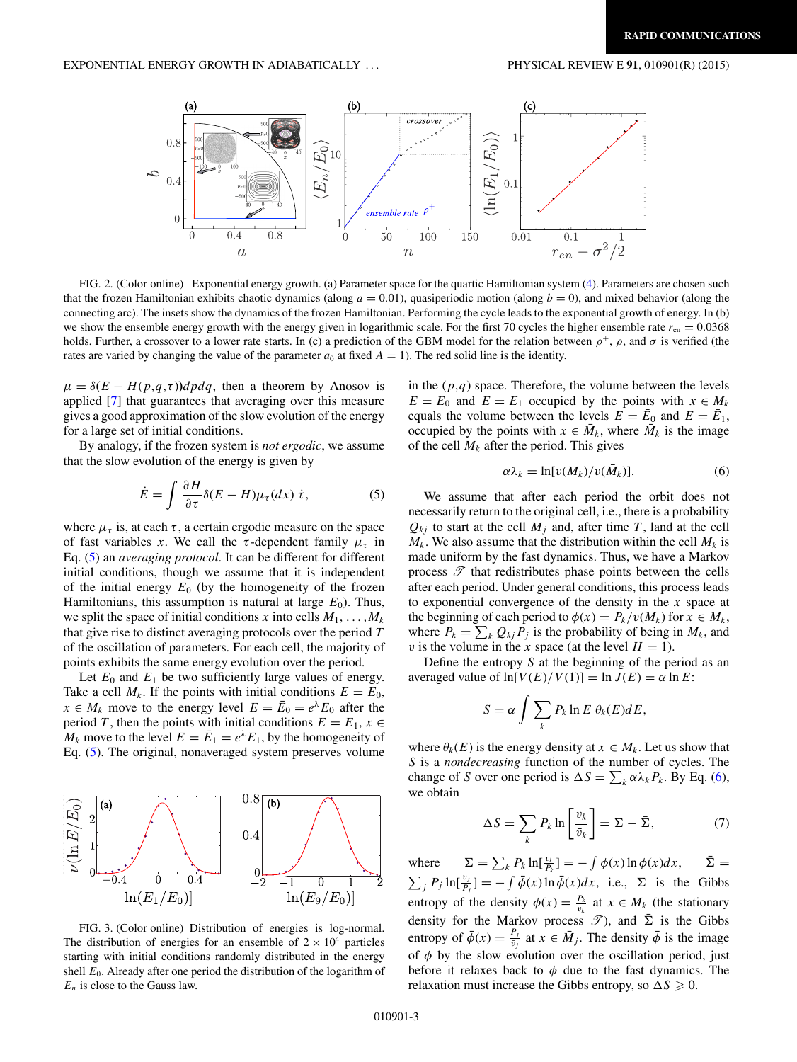FIG. 2. (Color online) Exponential energy growth. (a) Parameter space for the quartic Hamiltonian system (4). Parameters are chosen such that the frozen Hamiltonian exhibits chaotic dynamics (along $a = 0.01$), quasiperiodic motion (along $b = 0$), and mixed behavior (along the connecting arc). The insets show the dynamics of the frozen Hamiltonian. Performing the cycle leads to the exponential growth of energy. In (b) we show the ensemble energy growth with the energy given in logarithmic scale. For the first 70 cycles the higher ensemble rate $r_{en} = 0.0368$ holds. Further, a crossover to a lower rate starts. In (c) a prediction of the GBM model for the relation between $\rho^+$, $\rho$, and $\sigma$ is verified (the rates are varied by changing the value of the parameter $a_0$ at fixed $A = 1$). The red solid line is the identity.

$\mu = \delta(E - H(p,q,\tau))dpdq$, then a theorem by Anosov is applied [7] that guarantees that averaging over this measure gives a good approximation of the slow evolution of the energy for a large set of initial conditions.

By analogy, if the frozen system is *not ergodic*, we assume that the slow evolution of the energy is given by

$$\dot{E} = \int \frac{\partial H}{\partial \tau} \delta(E - H) \mu_\tau(dx)\, \dot{\tau}, \tag{5}$$

where $\mu_\tau$ is, at each $\tau$, a certain ergodic measure on the space of fast variables $x$. We call the $\tau$-dependent family $\mu_\tau$ in Eq. (5) an *averaging protocol*. It can be different for different initial conditions, though we assume that it is independent of the initial energy $E_0$ (by the homogeneity of the frozen Hamiltonians, this assumption is natural at large $E_0$). Thus, we split the space of initial conditions $x$ into cells $M_1, \ldots, M_k$ that give rise to distinct averaging protocols over the period $T$ of the oscillation of parameters. For each cell, the majority of points exhibits the same energy evolution over the period.

Let $E_0$ and $E_1$ be two sufficiently large values of energy. Take a cell $M_k$. If the points with initial conditions $E = E_0$, $x \in M_k$ move to the energy level $E = \bar{E}_0 = e^{\lambda} E_0$ after the period $T$, then the points with initial conditions $E = E_1$, $x \in M_k$ move to the level $E = \bar{E}_1 = e^{\lambda} E_1$, by the homogeneity of Eq. (5). The original, nonaveraged system preserves volume in the $(p,q)$ space. Therefore, the volume between the levels $E = E_0$ and $E = E_1$ occupied by the points with $x \in M_k$ equals the volume between the levels $E = \bar{E}_0$ and $E = \bar{E}_1$, occupied by the points with $x \in \bar{M}_k$, where $\bar{M}_k$ is the image of the cell $M_k$ after the period. This gives

$$\alpha\lambda_k = \ln[v(M_k)/v(\bar{M}_k)]. \tag{6}$$

We assume that after each period the orbit does not necessarily return to the original cell, i.e., there is a probability $Q_{kj}$ to start at the cell $M_j$ and, after time $T$, land at the cell $M_k$. We also assume that the distribution within the cell $M_k$ is made uniform by the fast dynamics. Thus, we have a Markov process $\mathscr{T}$ that redistributes phase points between the cells after each period. Under general conditions, this process leads to exponential convergence of the density in the $x$ space at the beginning of each period to $\phi(x) = P_k/v(M_k)$ for $x \in M_k$, where $P_k = \sum_k Q_{kj} P_j$ is the probability of being in $M_k$, and $v$ is the volume in the $x$ space (at the level $H = 1$).

Define the entropy $S$ at the beginning of the period as an averaged value of $\ln[V(E)/V(1)] = \ln J(E) = \alpha \ln E$:

$$S = \alpha \int \sum_k P_k \ln E\ \theta_k(E) dE,$$

where $\theta_k(E)$ is the energy density at $x \in M_k$. Let us show that $S$ is a *nondecreasing* function of the number of cycles. The change of $S$ over one period is $\Delta S = \sum_k \alpha\lambda_k P_k$. By Eq. (6), we obtain

$$\Delta S = \sum_k P_k \ln\left[\frac{v_k}{\bar{v}_k}\right] = \Sigma - \bar{\Sigma}, \tag{7}$$

where $\Sigma = \sum_k P_k \ln[\frac{v_k}{P_k}] = -\int \phi(x) \ln \phi(x) dx$, $\bar{\Sigma} = \sum_j P_j \ln[\frac{\bar{v}_j}{P_j}] = -\int \bar{\phi}(x) \ln \bar{\phi}(x) dx$, i.e., $\Sigma$ is the Gibbs entropy of the density $\phi(x) = \frac{P_k}{v_k}$ at $x \in M_k$ (the stationary density for the Markov process $\mathscr{T}$), and $\bar{\Sigma}$ is the Gibbs entropy of $\bar{\phi}(x) = \frac{P_j}{\bar{v}_j}$ at $x \in \bar{M}_j$. The density $\bar{\phi}$ is the image of $\phi$ by the slow evolution over the oscillation period, just before it relaxes back to $\phi$ due to the fast dynamics. The relaxation must increase the Gibbs entropy, so $\Delta S \geqslant 0$.

FIG. 3. (Color online) Distribution of energies is log-normal. The distribution of energies for an ensemble of $2 \times 10^4$ particles starting with initial conditions randomly distributed in the energy shell $E_0$. Already after one period the distribution of the logarithm of $E_n$ is close to the Gauss law.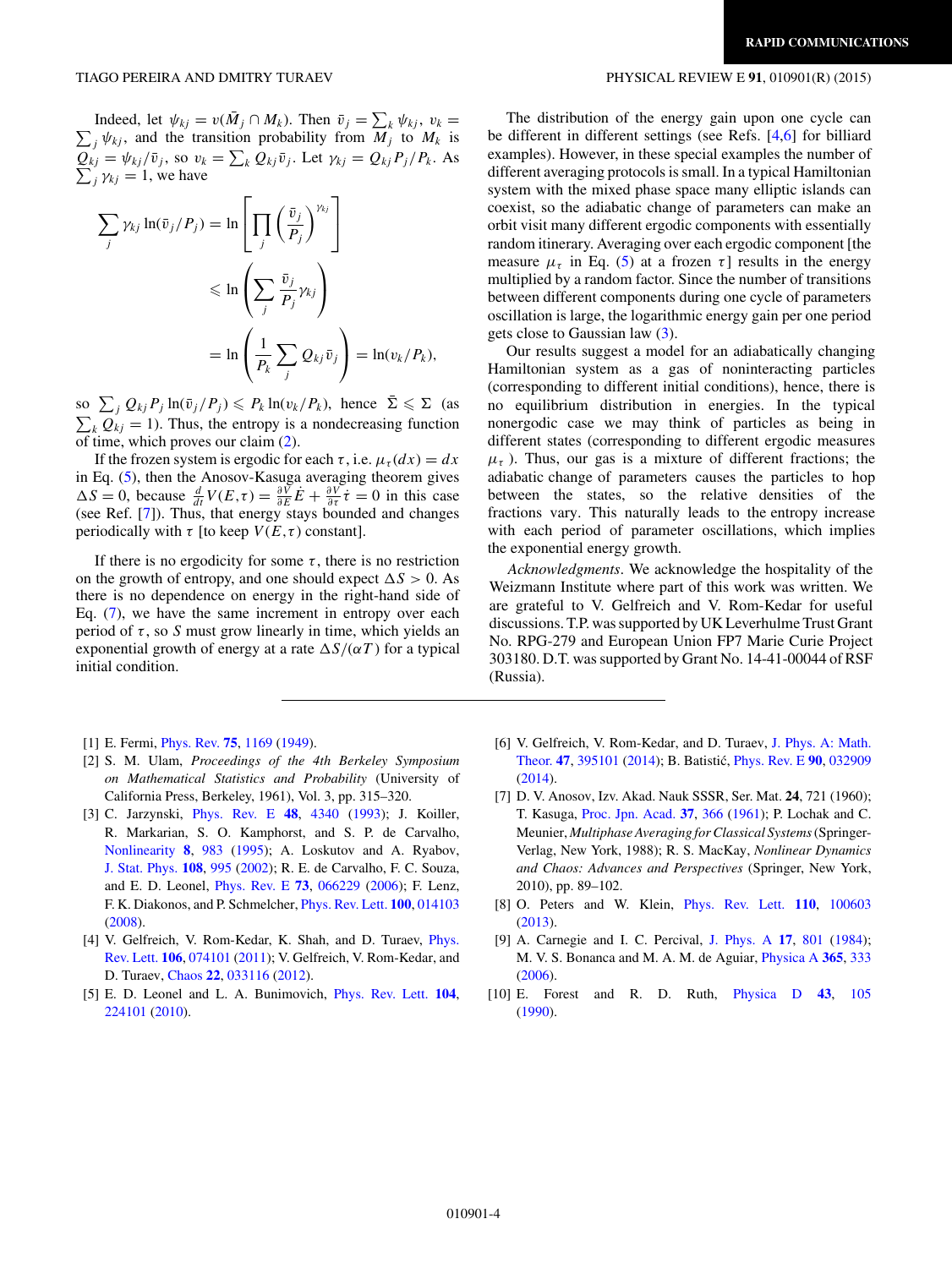Indeed, let $\psi_{kj} = v(\bar{M}_j \cap M_k)$. Then $\bar{v}_j = \sum_k \psi_{kj}$, $v_k = \sum_j \psi_{kj}$, and the transition probability from $M_j$ to $M_k$ is $Q_{kj} = \psi_{kj}/\bar{v}_j$, so $v_k = \sum_k Q_{kj}\bar{v}_j$. Let $\gamma_{kj} = Q_{kj}P_j/P_k$. As $\sum_j \gamma_{kj} = 1$, we have

$$\sum_j \gamma_{kj} \ln(\bar{v}_j/P_j) = \ln\left[\prod_j \left(\frac{\bar{v}_j}{P_j}\right)^{\gamma_{kj}}\right]$$

$$\leqslant \ln\left(\sum_j \frac{\bar{v}_j}{P_j}\gamma_{kj}\right)$$

$$= \ln\left(\frac{1}{P_k}\sum_j Q_{kj}\bar{v}_j\right) = \ln(v_k/P_k),$$

so $\sum_j Q_{kj}P_j \ln(\bar{v}_j/P_j) \leqslant P_k \ln(v_k/P_k)$, hence $\bar{\Sigma} \leqslant \Sigma$ (as $\sum_k Q_{kj} = 1$). Thus, the entropy is a nondecreasing function of time, which proves our claim (2).

If the frozen system is ergodic for each $\tau$, i.e. $\mu_\tau(dx) = dx$ in Eq. (5), then the Anosov-Kasuga averaging theorem gives $\Delta S = 0$, because $\frac{d}{dt}V(E,\tau) = \frac{\partial V}{\partial E}\dot{E} + \frac{\partial V}{\partial \tau}\dot{\tau} = 0$ in this case (see Ref. [7]). Thus, that energy stays bounded and changes periodically with $\tau$ [to keep $V(E,\tau)$ constant].

If there is no ergodicity for some $\tau$, there is no restriction on the growth of entropy, and one should expect $\Delta S > 0$. As there is no dependence on energy in the right-hand side of Eq. (7), we have the same increment in entropy over each period of $\tau$, so $S$ must grow linearly in time, which yields an exponential growth of energy at a rate $\Delta S/(\alpha T)$ for a typical initial condition.

The distribution of the energy gain upon one cycle can be different in different settings (see Refs. [4,6] for billiard examples). However, in these special examples the number of different averaging protocols is small. In a typical Hamiltonian system with the mixed phase space many elliptic islands can coexist, so the adiabatic change of parameters can make an orbit visit many different ergodic components with essentially random itinerary. Averaging over each ergodic component [the measure $\mu_\tau$ in Eq. (5) at a frozen $\tau$] results in the energy multiplied by a random factor. Since the number of transitions between different components during one cycle of parameters oscillation is large, the logarithmic energy gain per one period gets close to Gaussian law (3).

Our results suggest a model for an adiabatically changing Hamiltonian system as a gas of noninteracting particles (corresponding to different initial conditions), hence, there is no equilibrium distribution in energies. In the typical nonergodic case we may think of particles as being in different states (corresponding to different ergodic measures $\mu_\tau$ ). Thus, our gas is a mixture of different fractions; the adiabatic change of parameters causes the particles to hop between the states, so the relative densities of the fractions vary. This naturally leads to the entropy increase with each period of parameter oscillations, which implies the exponential energy growth.

*Acknowledgments*. We acknowledge the hospitality of the Weizmann Institute where part of this work was written. We are grateful to V. Gelfreich and V. Rom-Kedar for useful discussions. T.P. was supported by UK Leverhulme Trust Grant No. RPG-279 and European Union FP7 Marie Curie Project 303180. D.T. was supported by Grant No. 14-41-00044 of RSF (Russia).

---

[1] E. Fermi, Phys. Rev. **75**, 1169 (1949).

[2] S. M. Ulam, *Proceedings of the 4th Berkeley Symposium on Mathematical Statistics and Probability* (University of California Press, Berkeley, 1961), Vol. 3, pp. 315–320.

[3] C. Jarzynski, Phys. Rev. E **48**, 4340 (1993); J. Koiller, R. Markarian, S. O. Kamphorst, and S. P. de Carvalho, Nonlinearity **8**, 983 (1995); A. Loskutov and A. Ryabov, J. Stat. Phys. **108**, 995 (2002); R. E. de Carvalho, F. C. Souza, and E. D. Leonel, Phys. Rev. E **73**, 066229 (2006); F. Lenz, F. K. Diakonos, and P. Schmelcher, Phys. Rev. Lett. **100**, 014103 (2008).

[4] V. Gelfreich, V. Rom-Kedar, K. Shah, and D. Turaev, Phys. Rev. Lett. **106**, 074101 (2011); V. Gelfreich, V. Rom-Kedar, and D. Turaev, Chaos **22**, 033116 (2012).

[5] E. D. Leonel and L. A. Bunimovich, Phys. Rev. Lett. **104**, 224101 (2010).

[6] V. Gelfreich, V. Rom-Kedar, and D. Turaev, J. Phys. A: Math. Theor. **47**, 395101 (2014); B. Batistić, Phys. Rev. E **90**, 032909 (2014).

[7] D. V. Anosov, Izv. Akad. Nauk SSSR, Ser. Mat. **24**, 721 (1960); T. Kasuga, Proc. Jpn. Acad. **37**, 366 (1961); P. Lochak and C. Meunier, *Multiphase Averaging for Classical Systems* (Springer-Verlag, New York, 1988); R. S. MacKay, *Nonlinear Dynamics and Chaos: Advances and Perspectives* (Springer, New York, 2010), pp. 89–102.

[8] O. Peters and W. Klein, Phys. Rev. Lett. **110**, 100603 (2013).

[9] A. Carnegie and I. C. Percival, J. Phys. A **17**, 801 (1984); M. V. S. Bonanca and M. A. M. de Aguiar, Physica A **365**, 333 (2006).

[10] E. Forest and R. D. Ruth, Physica D **43**, 105 (1990).